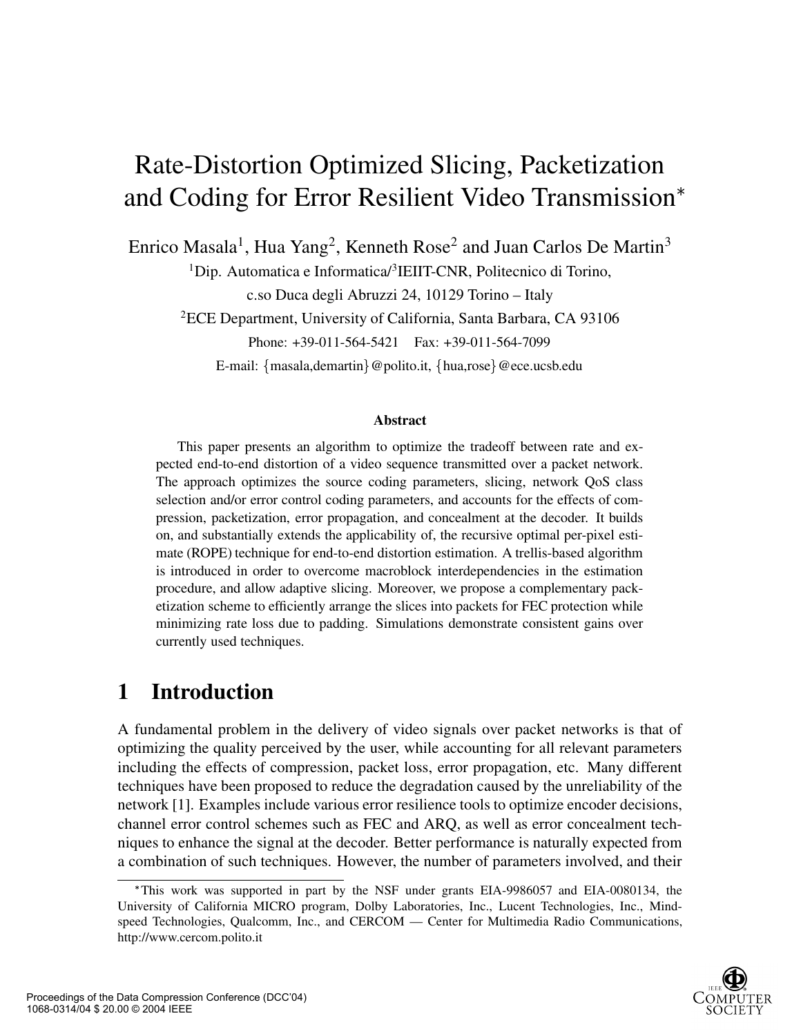# Rate-Distortion Optimized Slicing, Packetization and Coding for Error Resilient Video Transmission*

Enrico Masala[1], Hua Yang[2], Kenneth Rose[2] and Juan Carlos De Martin[3]

[1]Dip. Automatica e Informatica/[3]IEIIT-CNR, Politecnico di Torino,

c.so Duca degli Abruzzi 24, 10129 Torino – Italy

[2]ECE Department, University of California, Santa Barbara, CA 93106

Phone: +39-011-564-5421 Fax: +39-011-564-7099

E-mail: {masala,demartin}@polito.it, {hua,rose}@ece.ucsb.edu

### Abstract

This paper presents an algorithm to optimize the tradeoff between rate and expected end-to-end distortion of a video sequence transmitted over a packet network. The approach optimizes the source coding parameters, slicing, network QoS class selection and/or error control coding parameters, and accounts for the effects of compression, packetization, error propagation, and concealment at the decoder. It builds on, and substantially extends the applicability of, the recursive optimal per-pixel estimate (ROPE) technique for end-to-end distortion estimation. A trellis-based algorithm is introduced in order to overcome macroblock interdependencies in the estimation procedure, and allow adaptive slicing. Moreover, we propose a complementary packetization scheme to efficiently arrange the slices into packets for FEC protection while minimizing rate loss due to padding. Simulations demonstrate consistent gains over currently used techniques.

## 1 Introduction

A fundamental problem in the delivery of video signals over packet networks is that of optimizing the quality perceived by the user, while accounting for all relevant parameters including the effects of compression, packet loss, error propagation, etc. Many different techniques have been proposed to reduce the degradation caused by the unreliability of the network [1]. Examples include various error resilience tools to optimize encoder decisions, channel error control schemes such as FEC and ARQ, as well as error concealment techniques to enhance the signal at the decoder. Better performance is naturally expected from a combination of such techniques. However, the number of parameters involved, and their

*This work was supported in part by the NSF under grants EIA-9986057 and EIA-0080134, the University of California MICRO program, Dolby Laboratories, Inc., Lucent Technologies, Inc., Mindspeed Technologies, Qualcomm, Inc., and CERCOM — Center for Multimedia Radio Communications, http://www.cercom.polito.it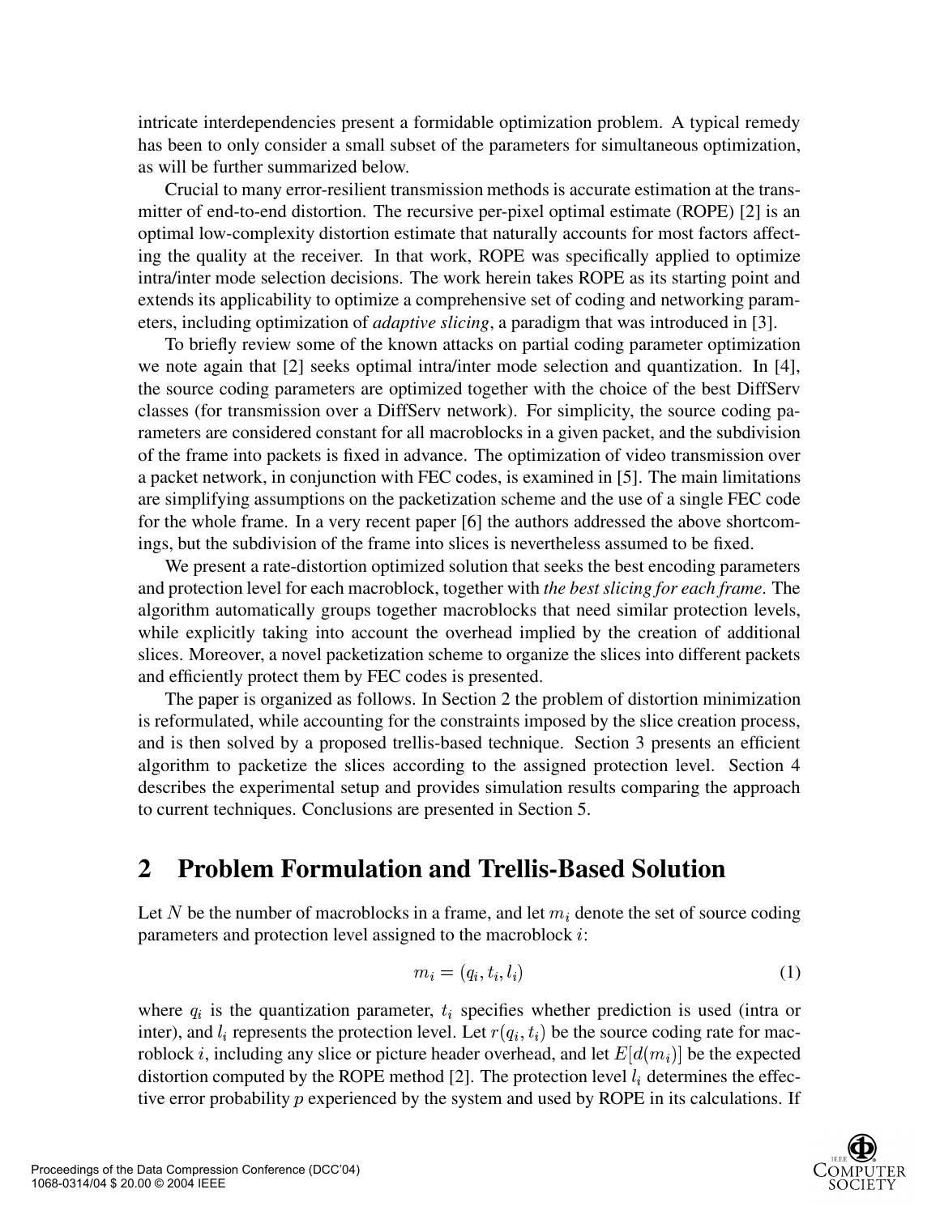intricate interdependencies present a formidable optimization problem. A typical remedy has been to only consider a small subset of the parameters for simultaneous optimization, as will be further summarized below.

Crucial to many error-resilient transmission methods is accurate estimation at the transmitter of end-to-end distortion. The recursive per-pixel optimal estimate (ROPE) [2] is an optimal low-complexity distortion estimate that naturally accounts for most factors affecting the quality at the receiver. In that work, ROPE was specifically applied to optimize intra/inter mode selection decisions. The work herein takes ROPE as its starting point and extends its applicability to optimize a comprehensive set of coding and networking parameters, including optimization of *adaptive slicing*, a paradigm that was introduced in [3].

To briefly review some of the known attacks on partial coding parameter optimization we note again that [2] seeks optimal intra/inter mode selection and quantization. In [4], the source coding parameters are optimized together with the choice of the best DiffServ classes (for transmission over a DiffServ network). For simplicity, the source coding parameters are considered constant for all macroblocks in a given packet, and the subdivision of the frame into packets is fixed in advance. The optimization of video transmission over a packet network, in conjunction with FEC codes, is examined in [5]. The main limitations are simplifying assumptions on the packetization scheme and the use of a single FEC code for the whole frame. In a very recent paper [6] the authors addressed the above shortcomings, but the subdivision of the frame into slices is nevertheless assumed to be fixed.

We present a rate-distortion optimized solution that seeks the best encoding parameters and protection level for each macroblock, together with *the best slicing for each frame*. The algorithm automatically groups together macroblocks that need similar protection levels, while explicitly taking into account the overhead implied by the creation of additional slices. Moreover, a novel packetization scheme to organize the slices into different packets and efficiently protect them by FEC codes is presented.

The paper is organized as follows. In Section 2 the problem of distortion minimization is reformulated, while accounting for the constraints imposed by the slice creation process, and is then solved by a proposed trellis-based technique. Section 3 presents an efficient algorithm to packetize the slices according to the assigned protection level. Section 4 describes the experimental setup and provides simulation results comparing the approach to current techniques. Conclusions are presented in Section 5.

## 2 Problem Formulation and Trellis-Based Solution

Let $N$ be the number of macroblocks in a frame, and let $m_i$ denote the set of source coding parameters and protection level assigned to the macroblock $i$:

$$m_i = (q_i, t_i, l_i) \tag{1}$$

where $q_i$ is the quantization parameter, $t_i$ specifies whether prediction is used (intra or inter), and $l_i$ represents the protection level. Let $r(q_i, t_i)$ be the source coding rate for macroblock $i$, including any slice or picture header overhead, and let $E[d(m_i)]$ be the expected distortion computed by the ROPE method [2]. The protection level $l_i$ determines the effective error probability $p$ experienced by the system and used by ROPE in its calculations. If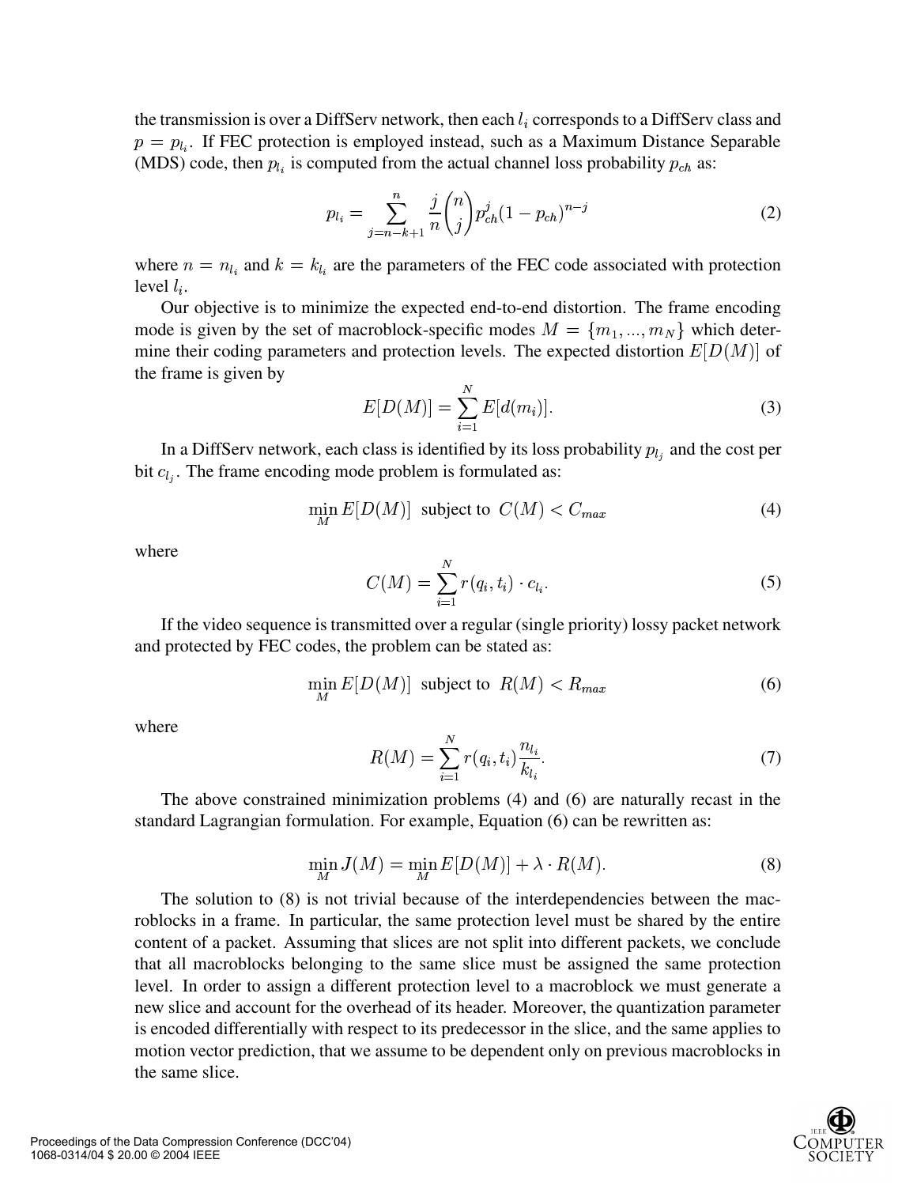the transmission is over a DiffServ network, then each $l_i$ corresponds to a DiffServ class and $p = p_{l_i}$. If FEC protection is employed instead, such as a Maximum Distance Separable (MDS) code, then $p_{l_i}$ is computed from the actual channel loss probability $p_{ch}$ as:

$$p_{l_i} = \sum_{j=n-k+1}^{n} \frac{j}{n} \binom{n}{j} p_{ch}^{j} (1 - p_{ch})^{n-j} \tag{2}$$

where $n = n_{l_i}$ and $k = k_{l_i}$ are the parameters of the FEC code associated with protection level $l_i$.

Our objective is to minimize the expected end-to-end distortion. The frame encoding mode is given by the set of macroblock-specific modes $M = \{m_1, ..., m_N\}$ which determine their coding parameters and protection levels. The expected distortion $E[D(M)]$ of the frame is given by

$$E[D(M)] = \sum_{i=1}^{N} E[d(m_i)]. \tag{3}$$

In a DiffServ network, each class is identified by its loss probability $p_{l_j}$ and the cost per bit $c_{l_j}$. The frame encoding mode problem is formulated as:

$$\min_{M} E[D(M)] \text{ subject to } C(M) < C_{max} \tag{4}$$

where

$$C(M) = \sum_{i=1}^{N} r(q_i, t_i) \cdot c_{l_i}. \tag{5}$$

If the video sequence is transmitted over a regular (single priority) lossy packet network and protected by FEC codes, the problem can be stated as:

$$\min_{M} E[D(M)] \text{ subject to } R(M) < R_{max} \tag{6}$$

where

$$R(M) = \sum_{i=1}^{N} r(q_i, t_i) \frac{n_{l_i}}{k_{l_i}}. \tag{7}$$

The above constrained minimization problems (4) and (6) are naturally recast in the standard Lagrangian formulation. For example, Equation (6) can be rewritten as:

$$\min_{M} J(M) = \min_{M} E[D(M)] + \lambda \cdot R(M). \tag{8}$$

The solution to (8) is not trivial because of the interdependencies between the macroblocks in a frame. In particular, the same protection level must be shared by the entire content of a packet. Assuming that slices are not split into different packets, we conclude that all macroblocks belonging to the same slice must be assigned the same protection level. In order to assign a different protection level to a macroblock we must generate a new slice and account for the overhead of its header. Moreover, the quantization parameter is encoded differentially with respect to its predecessor in the slice, and the same applies to motion vector prediction, that we assume to be dependent only on previous macroblocks in the same slice.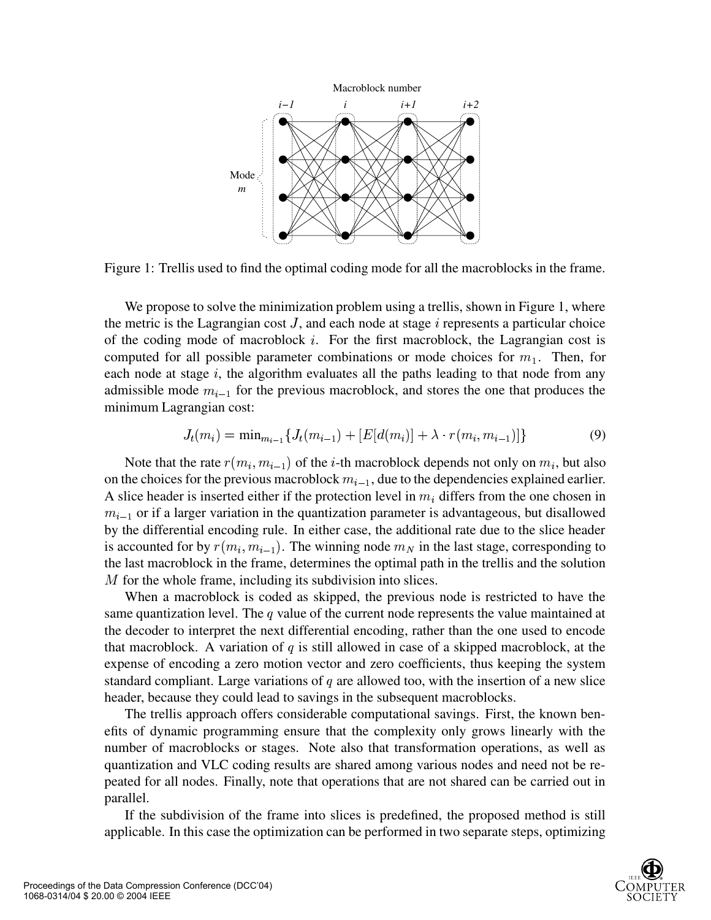Figure 1: Trellis used to find the optimal coding mode for all the macroblocks in the frame.

We propose to solve the minimization problem using a trellis, shown in Figure 1, where the metric is the Lagrangian cost $J$, and each node at stage $i$ represents a particular choice of the coding mode of macroblock $i$. For the first macroblock, the Lagrangian cost is computed for all possible parameter combinations or mode choices for $m_1$. Then, for each node at stage $i$, the algorithm evaluates all the paths leading to that node from any admissible mode $m_{i-1}$ for the previous macroblock, and stores the one that produces the minimum Lagrangian cost:

$$J_t(m_i) = \min_{m_{i-1}} \{J_t(m_{i-1}) + [E[d(m_i)] + \lambda \cdot r(m_i, m_{i-1})]\} \tag{9}$$

Note that the rate $r(m_i, m_{i-1})$ of the $i$-th macroblock depends not only on $m_i$, but also on the choices for the previous macroblock $m_{i-1}$, due to the dependencies explained earlier. A slice header is inserted either if the protection level in $m_i$ differs from the one chosen in $m_{i-1}$ or if a larger variation in the quantization parameter is advantageous, but disallowed by the differential encoding rule. In either case, the additional rate due to the slice header is accounted for by $r(m_i, m_{i-1})$. The winning node $m_N$ in the last stage, corresponding to the last macroblock in the frame, determines the optimal path in the trellis and the solution $M$ for the whole frame, including its subdivision into slices.

When a macroblock is coded as skipped, the previous node is restricted to have the same quantization level. The $q$ value of the current node represents the value maintained at the decoder to interpret the next differential encoding, rather than the one used to encode that macroblock. A variation of $q$ is still allowed in case of a skipped macroblock, at the expense of encoding a zero motion vector and zero coefficients, thus keeping the system standard compliant. Large variations of $q$ are allowed too, with the insertion of a new slice header, because they could lead to savings in the subsequent macroblocks.

The trellis approach offers considerable computational savings. First, the known benefits of dynamic programming ensure that the complexity only grows linearly with the number of macroblocks or stages. Note also that transformation operations, as well as quantization and VLC coding results are shared among various nodes and need not be repeated for all nodes. Finally, note that operations that are not shared can be carried out in parallel.

If the subdivision of the frame into slices is predefined, the proposed method is still applicable. In this case the optimization can be performed in two separate steps, optimizing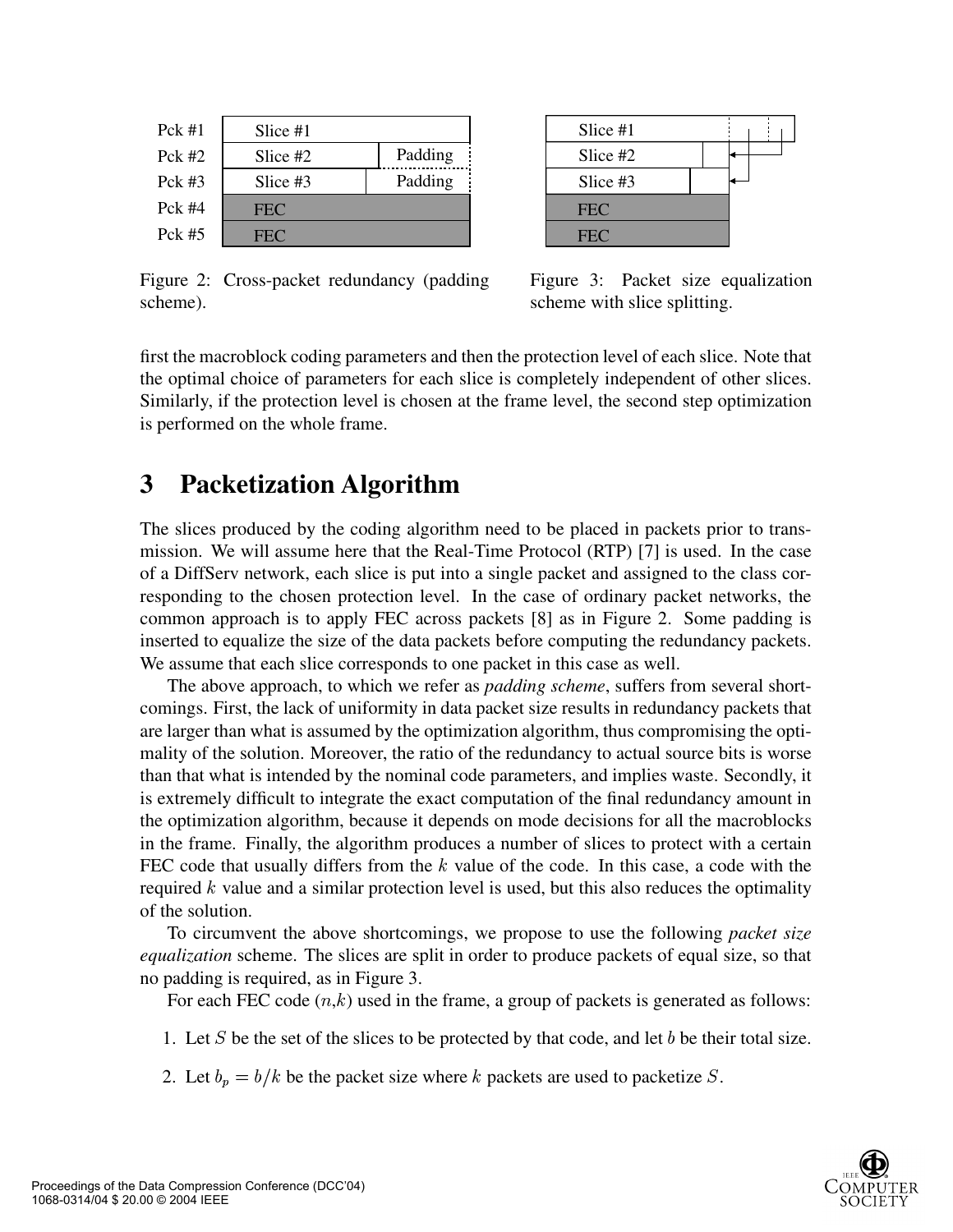Pck #1 | Slice #1
Pck #2 | Slice #2 | Padding
Pck #3 | Slice #3 | Padding
Pck #4 | FEC
Pck #5 | FEC

Figure 2: Cross-packet redundancy (padding scheme).

Slice #1
Slice #2
Slice #3
FEC
FEC

Figure 3: Packet size equalization scheme with slice splitting.

first the macroblock coding parameters and then the protection level of each slice. Note that the optimal choice of parameters for each slice is completely independent of other slices. Similarly, if the protection level is chosen at the frame level, the second step optimization is performed on the whole frame.

# 3 Packetization Algorithm

The slices produced by the coding algorithm need to be placed in packets prior to transmission. We will assume here that the Real-Time Protocol (RTP) [7] is used. In the case of a DiffServ network, each slice is put into a single packet and assigned to the class corresponding to the chosen protection level. In the case of ordinary packet networks, the common approach is to apply FEC across packets [8] as in Figure 2. Some padding is inserted to equalize the size of the data packets before computing the redundancy packets. We assume that each slice corresponds to one packet in this case as well.

The above approach, to which we refer as *padding scheme*, suffers from several shortcomings. First, the lack of uniformity in data packet size results in redundancy packets that are larger than what is assumed by the optimization algorithm, thus compromising the optimality of the solution. Moreover, the ratio of the redundancy to actual source bits is worse than that what is intended by the nominal code parameters, and implies waste. Secondly, it is extremely difficult to integrate the exact computation of the final redundancy amount in the optimization algorithm, because it depends on mode decisions for all the macroblocks in the frame. Finally, the algorithm produces a number of slices to protect with a certain FEC code that usually differs from the $k$ value of the code. In this case, a code with the required $k$ value and a similar protection level is used, but this also reduces the optimality of the solution.

To circumvent the above shortcomings, we propose to use the following *packet size equalization* scheme. The slices are split in order to produce packets of equal size, so that no padding is required, as in Figure 3.

For each FEC code ($n$,$k$) used in the frame, a group of packets is generated as follows:

1. Let $S$ be the set of the slices to be protected by that code, and let $b$ be their total size.
2. Let $b_p = b/k$ be the packet size where $k$ packets are used to packetize $S$.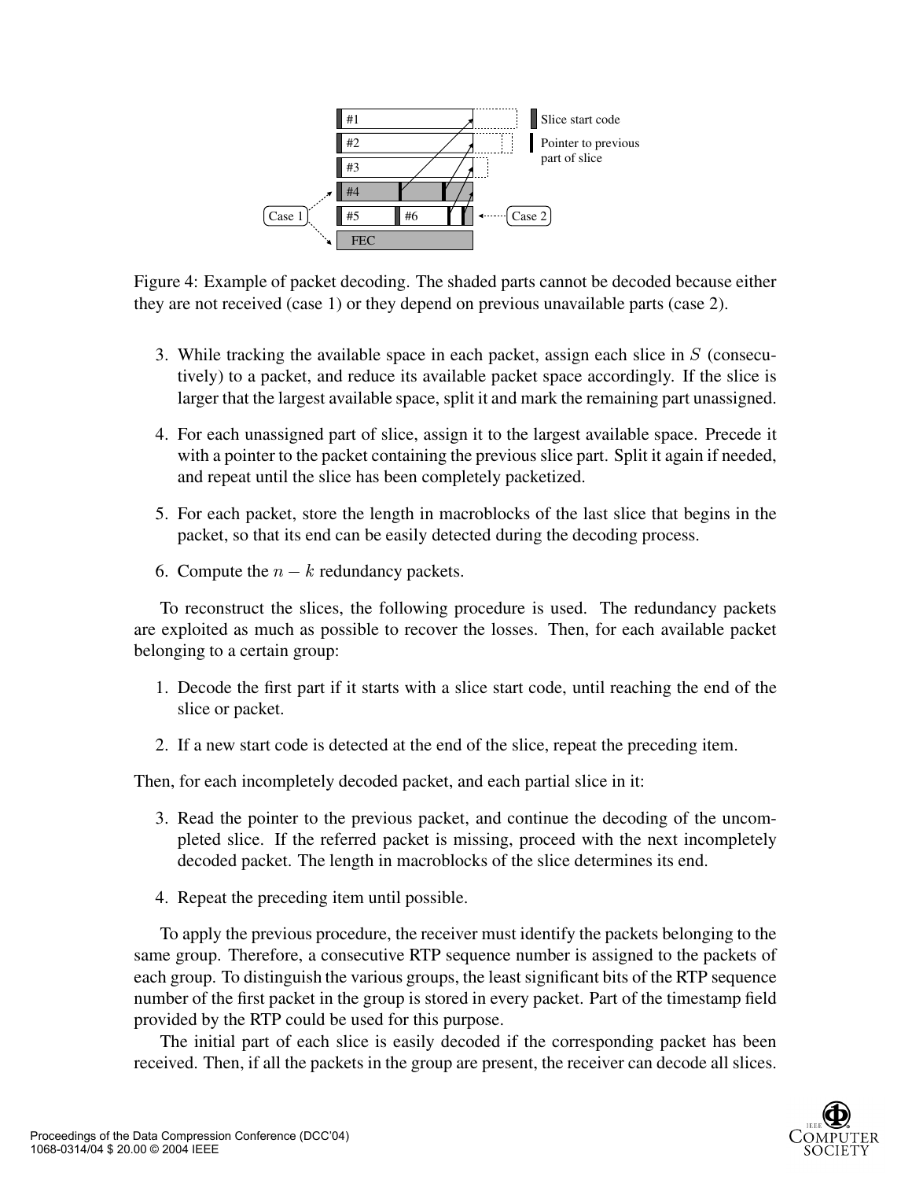Figure 4: Example of packet decoding. The shaded parts cannot be decoded because either they are not received (case 1) or they depend on previous unavailable parts (case 2).

3. While tracking the available space in each packet, assign each slice in $S$ (consecutively) to a packet, and reduce its available packet space accordingly. If the slice is larger that the largest available space, split it and mark the remaining part unassigned.

4. For each unassigned part of slice, assign it to the largest available space. Precede it with a pointer to the packet containing the previous slice part. Split it again if needed, and repeat until the slice has been completely packetized.

5. For each packet, store the length in macroblocks of the last slice that begins in the packet, so that its end can be easily detected during the decoding process.

6. Compute the $n - k$ redundancy packets.

To reconstruct the slices, the following procedure is used. The redundancy packets are exploited as much as possible to recover the losses. Then, for each available packet belonging to a certain group:

1. Decode the first part if it starts with a slice start code, until reaching the end of the slice or packet.

2. If a new start code is detected at the end of the slice, repeat the preceding item.

Then, for each incompletely decoded packet, and each partial slice in it:

3. Read the pointer to the previous packet, and continue the decoding of the uncompleted slice. If the referred packet is missing, proceed with the next incompletely decoded packet. The length in macroblocks of the slice determines its end.

4. Repeat the preceding item until possible.

To apply the previous procedure, the receiver must identify the packets belonging to the same group. Therefore, a consecutive RTP sequence number is assigned to the packets of each group. To distinguish the various groups, the least significant bits of the RTP sequence number of the first packet in the group is stored in every packet. Part of the timestamp field provided by the RTP could be used for this purpose.

The initial part of each slice is easily decoded if the corresponding packet has been received. Then, if all the packets in the group are present, the receiver can decode all slices.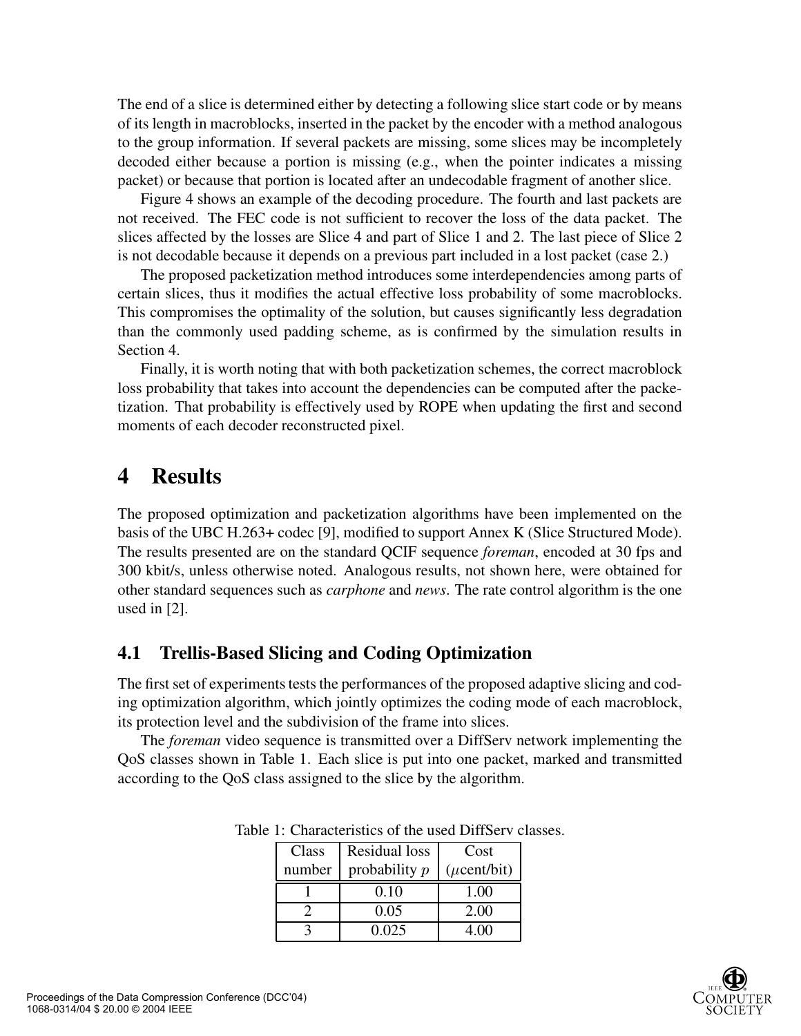The end of a slice is determined either by detecting a following slice start code or by means of its length in macroblocks, inserted in the packet by the encoder with a method analogous to the group information. If several packets are missing, some slices may be incompletely decoded either because a portion is missing (e.g., when the pointer indicates a missing packet) or because that portion is located after an undecodable fragment of another slice.

Figure 4 shows an example of the decoding procedure. The fourth and last packets are not received. The FEC code is not sufficient to recover the loss of the data packet. The slices affected by the losses are Slice 4 and part of Slice 1 and 2. The last piece of Slice 2 is not decodable because it depends on a previous part included in a lost packet (case 2.)

The proposed packetization method introduces some interdependencies among parts of certain slices, thus it modifies the actual effective loss probability of some macroblocks. This compromises the optimality of the solution, but causes significantly less degradation than the commonly used padding scheme, as is confirmed by the simulation results in Section 4.

Finally, it is worth noting that with both packetization schemes, the correct macroblock loss probability that takes into account the dependencies can be computed after the packetization. That probability is effectively used by ROPE when updating the first and second moments of each decoder reconstructed pixel.

# 4 Results

The proposed optimization and packetization algorithms have been implemented on the basis of the UBC H.263+ codec [9], modified to support Annex K (Slice Structured Mode). The results presented are on the standard QCIF sequence *foreman*, encoded at 30 fps and 300 kbit/s, unless otherwise noted. Analogous results, not shown here, were obtained for other standard sequences such as *carphone* and *news*. The rate control algorithm is the one used in [2].

## 4.1 Trellis-Based Slicing and Coding Optimization

The first set of experiments tests the performances of the proposed adaptive slicing and coding optimization algorithm, which jointly optimizes the coding mode of each macroblock, its protection level and the subdivision of the frame into slices.

The *foreman* video sequence is transmitted over a DiffServ network implementing the QoS classes shown in Table 1. Each slice is put into one packet, marked and transmitted according to the QoS class assigned to the slice by the algorithm.

Table 1: Characteristics of the used DiffServ classes.

| Class number | Residual loss probability $p$ | Cost ($\mu$cent/bit) |
|---|---|---|
| 1 | 0.10 | 1.00 |
| 2 | 0.05 | 2.00 |
| 3 | 0.025 | 4.00 |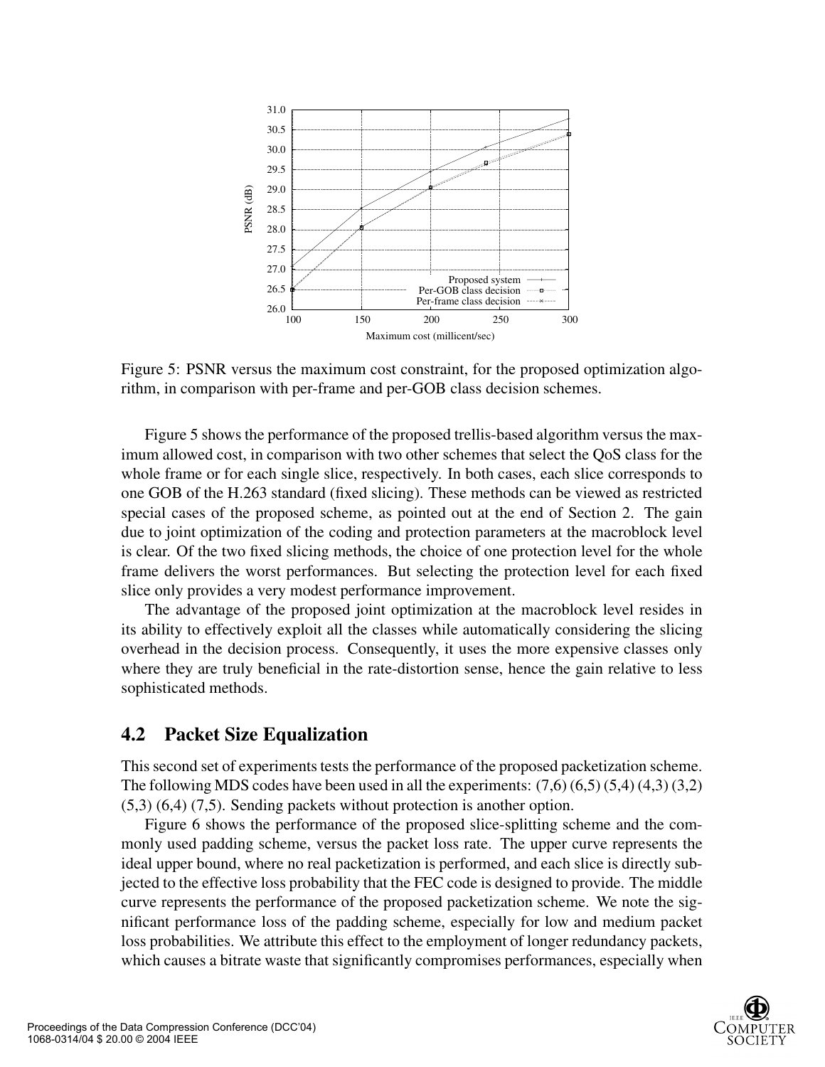Figure 5: PSNR versus the maximum cost constraint, for the proposed optimization algorithm, in comparison with per-frame and per-GOB class decision schemes.

Figure 5 shows the performance of the proposed trellis-based algorithm versus the maximum allowed cost, in comparison with two other schemes that select the QoS class for the whole frame or for each single slice, respectively. In both cases, each slice corresponds to one GOB of the H.263 standard (fixed slicing). These methods can be viewed as restricted special cases of the proposed scheme, as pointed out at the end of Section 2. The gain due to joint optimization of the coding and protection parameters at the macroblock level is clear. Of the two fixed slicing methods, the choice of one protection level for the whole frame delivers the worst performances. But selecting the protection level for each fixed slice only provides a very modest performance improvement.

The advantage of the proposed joint optimization at the macroblock level resides in its ability to effectively exploit all the classes while automatically considering the slicing overhead in the decision process. Consequently, it uses the more expensive classes only where they are truly beneficial in the rate-distortion sense, hence the gain relative to less sophisticated methods.

## 4.2 Packet Size Equalization

This second set of experiments tests the performance of the proposed packetization scheme. The following MDS codes have been used in all the experiments: (7,6) (6,5) (5,4) (4,3) (3,2) (5,3) (6,4) (7,5). Sending packets without protection is another option.

Figure 6 shows the performance of the proposed slice-splitting scheme and the commonly used padding scheme, versus the packet loss rate. The upper curve represents the ideal upper bound, where no real packetization is performed, and each slice is directly subjected to the effective loss probability that the FEC code is designed to provide. The middle curve represents the performance of the proposed packetization scheme. We note the significant performance loss of the padding scheme, especially for low and medium packet loss probabilities. We attribute this effect to the employment of longer redundancy packets, which causes a bitrate waste that significantly compromises performances, especially when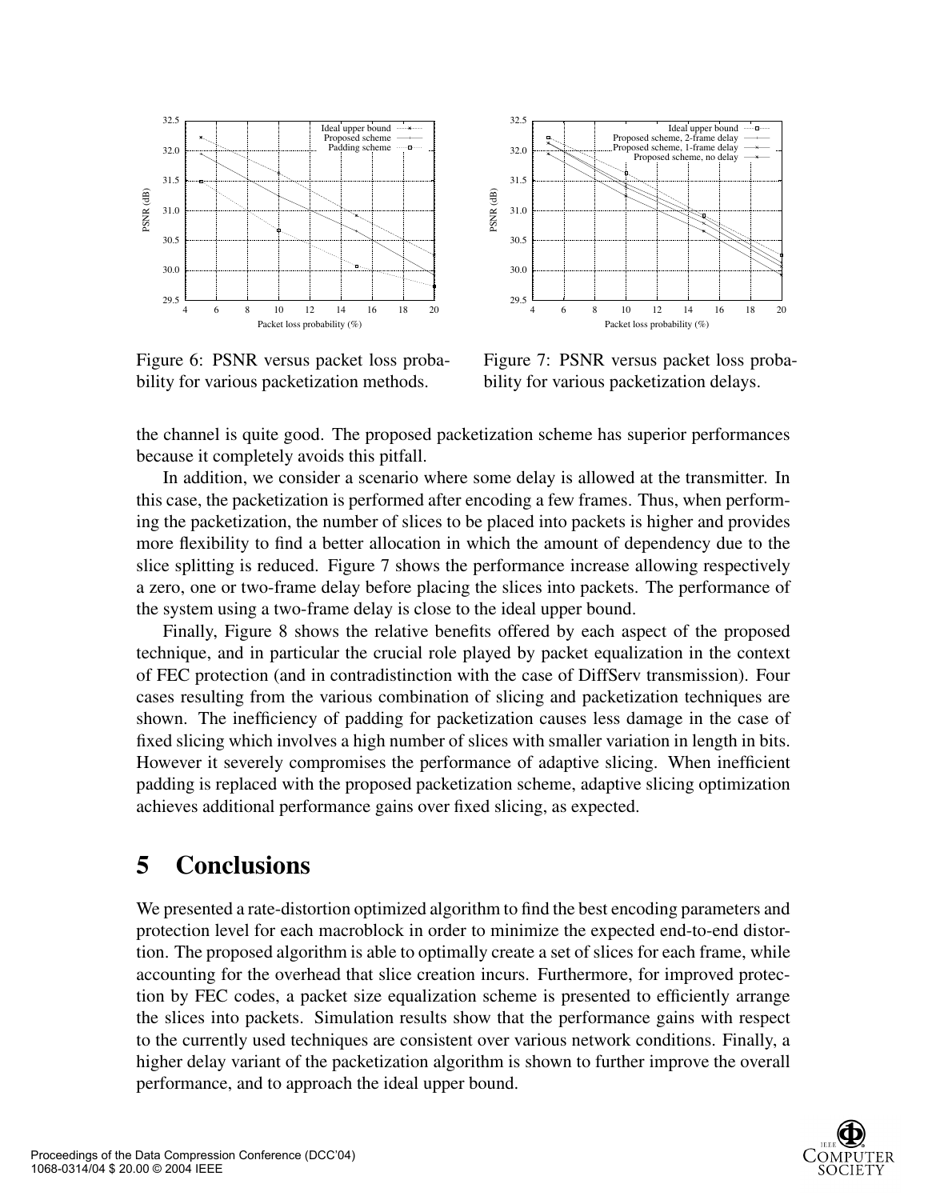Figure 6: PSNR versus packet loss probability for various packetization methods.

Figure 7: PSNR versus packet loss probability for various packetization delays.

the channel is quite good. The proposed packetization scheme has superior performances because it completely avoids this pitfall.

In addition, we consider a scenario where some delay is allowed at the transmitter. In this case, the packetization is performed after encoding a few frames. Thus, when performing the packetization, the number of slices to be placed into packets is higher and provides more flexibility to find a better allocation in which the amount of dependency due to the slice splitting is reduced. Figure 7 shows the performance increase allowing respectively a zero, one or two-frame delay before placing the slices into packets. The performance of the system using a two-frame delay is close to the ideal upper bound.

Finally, Figure 8 shows the relative benefits offered by each aspect of the proposed technique, and in particular the crucial role played by packet equalization in the context of FEC protection (and in contradistinction with the case of DiffServ transmission). Four cases resulting from the various combination of slicing and packetization techniques are shown. The inefficiency of padding for packetization causes less damage in the case of fixed slicing which involves a high number of slices with smaller variation in length in bits. However it severely compromises the performance of adaptive slicing. When inefficient padding is replaced with the proposed packetization scheme, adaptive slicing optimization achieves additional performance gains over fixed slicing, as expected.

# 5 Conclusions

We presented a rate-distortion optimized algorithm to find the best encoding parameters and protection level for each macroblock in order to minimize the expected end-to-end distortion. The proposed algorithm is able to optimally create a set of slices for each frame, while accounting for the overhead that slice creation incurs. Furthermore, for improved protection by FEC codes, a packet size equalization scheme is presented to efficiently arrange the slices into packets. Simulation results show that the performance gains with respect to the currently used techniques are consistent over various network conditions. Finally, a higher delay variant of the packetization algorithm is shown to further improve the overall performance, and to approach the ideal upper bound.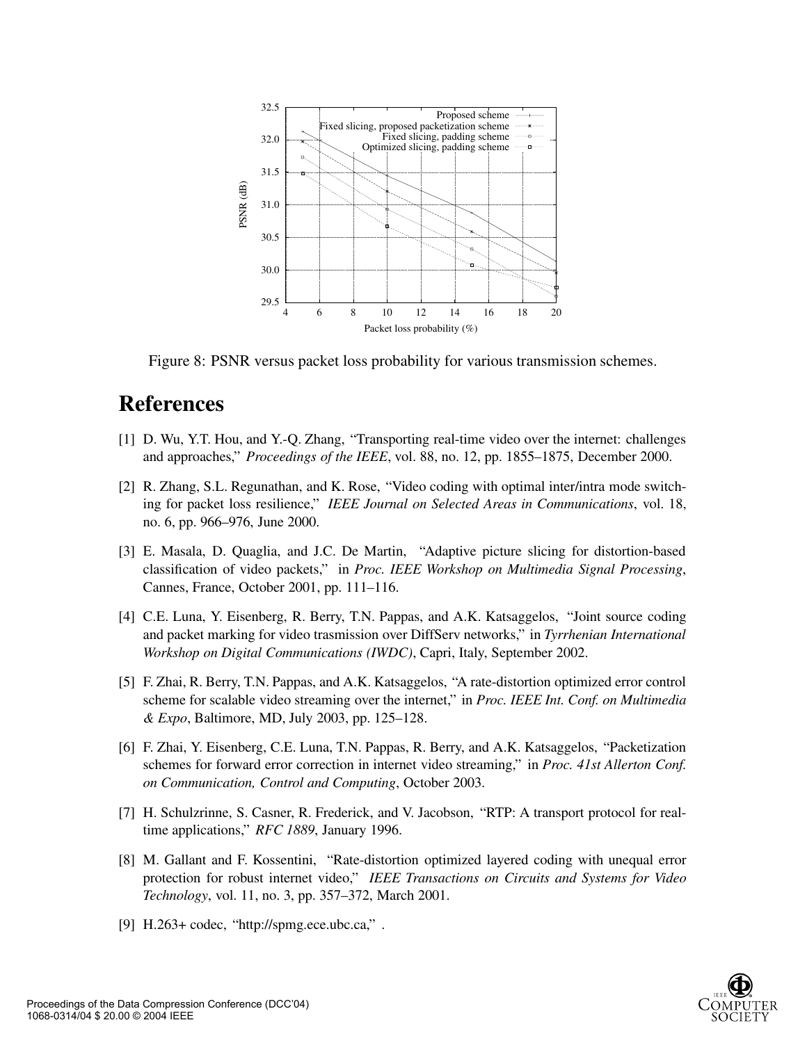32.5
32.0
31.5
31.0
30.5
30.0
29.5

PSNR (dB)

4 6 8 10 12 14 16 18 20

Packet loss probability (%)

Proposed scheme
Fixed slicing, proposed packetization scheme
Fixed slicing, padding scheme
Optimized slicing, padding scheme

Figure 8: PSNR versus packet loss probability for various transmission schemes.

# References

[1] D. Wu, Y.T. Hou, and Y.-Q. Zhang, "Transporting real-time video over the internet: challenges and approaches," *Proceedings of the IEEE*, vol. 88, no. 12, pp. 1855–1875, December 2000.

[2] R. Zhang, S.L. Regunathan, and K. Rose, "Video coding with optimal inter/intra mode switching for packet loss resilience," *IEEE Journal on Selected Areas in Communications*, vol. 18, no. 6, pp. 966–976, June 2000.

[3] E. Masala, D. Quaglia, and J.C. De Martin, "Adaptive picture slicing for distortion-based classification of video packets," in *Proc. IEEE Workshop on Multimedia Signal Processing*, Cannes, France, October 2001, pp. 111–116.

[4] C.E. Luna, Y. Eisenberg, R. Berry, T.N. Pappas, and A.K. Katsaggelos, "Joint source coding and packet marking for video trasmission over DiffServ networks," in *Tyrrhenian International Workshop on Digital Communications (IWDC)*, Capri, Italy, September 2002.

[5] F. Zhai, R. Berry, T.N. Pappas, and A.K. Katsaggelos, "A rate-distortion optimized error control scheme for scalable video streaming over the internet," in *Proc. IEEE Int. Conf. on Multimedia & Expo*, Baltimore, MD, July 2003, pp. 125–128.

[6] F. Zhai, Y. Eisenberg, C.E. Luna, T.N. Pappas, R. Berry, and A.K. Katsaggelos, "Packetization schemes for forward error correction in internet video streaming," in *Proc. 41st Allerton Conf. on Communication, Control and Computing*, October 2003.

[7] H. Schulzrinne, S. Casner, R. Frederick, and V. Jacobson, "RTP: A transport protocol for real-time applications," *RFC 1889*, January 1996.

[8] M. Gallant and F. Kossentini, "Rate-distortion optimized layered coding with unequal error protection for robust internet video," *IEEE Transactions on Circuits and Systems for Video Technology*, vol. 11, no. 3, pp. 357–372, March 2001.

[9] H.263+ codec, "http://spmg.ece.ubc.ca," .